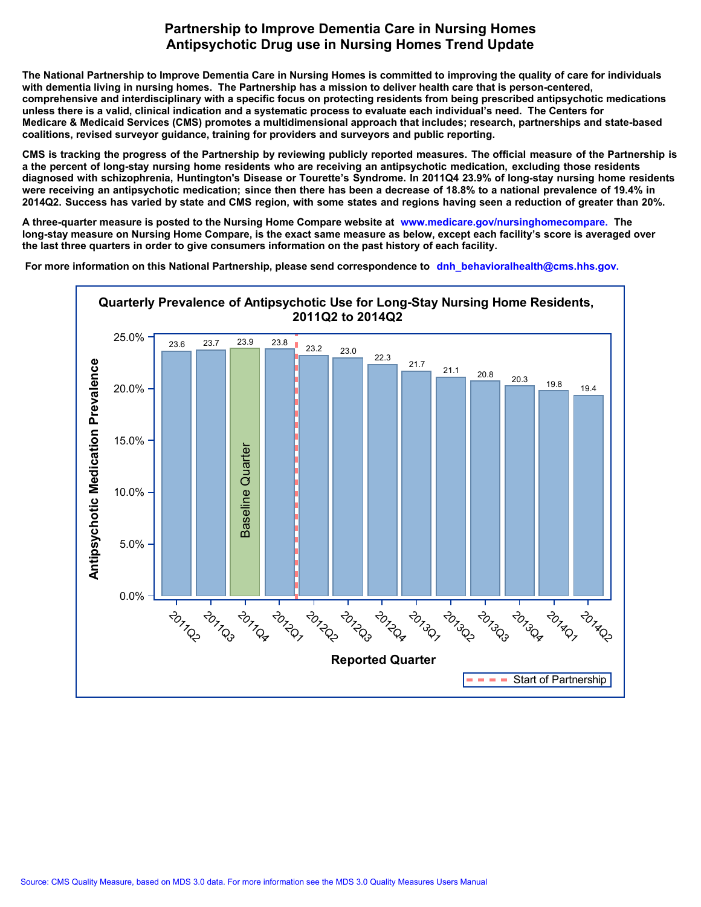# Partnership to Improve Dementia Care in Nursing Homes
# Antipsychotic Drug use in Nursing Homes Trend Update

**The National Partnership to Improve Dementia Care in Nursing Homes is committed to improving the quality of care for individuals with dementia living in nursing homes. The Partnership has a mission to deliver health care that is person-centered, comprehensive and interdisciplinary with a specific focus on protecting residents from being prescribed antipsychotic medications unless there is a valid, clinical indication and a systematic process to evaluate each individual's need. The Centers for Medicare & Medicaid Services (CMS) promotes a multidimensional approach that includes; research, partnerships and state-based coalitions, revised surveyor guidance, training for providers and surveyors and public reporting.**

**CMS is tracking the progress of the Partnership by reviewing publicly reported measures. The official measure of the Partnership is a the percent of long-stay nursing home residents who are receiving an antipsychotic medication, excluding those residents diagnosed with schizophrenia, Huntington's Disease or Tourette's Syndrome. In 2011Q4 23.9% of long-stay nursing home residents were receiving an antipsychotic medication; since then there has been a decrease of 18.8% to a national prevalence of 19.4% in 2014Q2. Success has varied by state and CMS region, with some states and regions having seen a reduction of greater than 20%.**

**A three-quarter measure is posted to the Nursing Home Compare website at www.medicare.gov/nursinghomecompare. The long-stay measure on Nursing Home Compare, is the exact same measure as below, except each facility's score is averaged over the last three quarters in order to give consumers information on the past history of each facility.**

**For more information on this National Partnership, please send correspondence to dnh_behavioralhealth@cms.hhs.gov.**

## Quarterly Prevalence of Antipsychotic Use for Long-Stay Nursing Home Residents, 2011Q2 to 2014Q2

| Reported Quarter | Antipsychotic Medication Prevalence (%) |
|---|---|
| 2011Q2 | 23.6 |
| 2011Q3 | 23.7 |
| 2011Q4 (Baseline Quarter) | 23.9 |
| 2012Q1 | 23.8 |
| 2012Q2 (Start of Partnership) | 23.2 |
| 2012Q3 | 23.0 |
| 2012Q4 | 22.3 |
| 2013Q1 | 21.7 |
| 2013Q2 | 21.1 |
| 2013Q3 | 20.8 |
| 2013Q4 | 20.3 |
| 2014Q1 | 19.8 |
| 2014Q2 | 19.4 |

Source: CMS Quality Measure, based on MDS 3.0 data. For more information see the MDS 3.0 Quality Measures Users Manual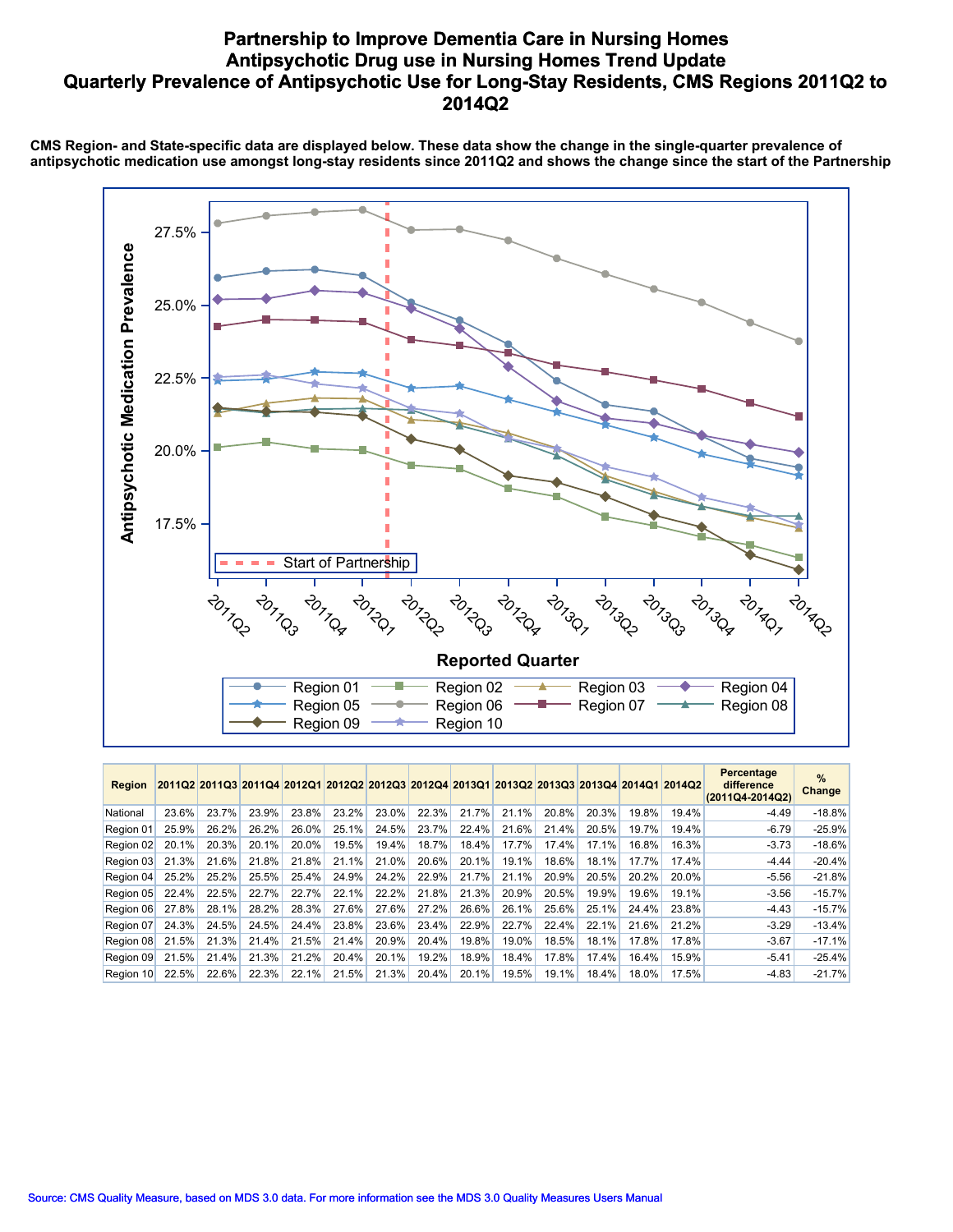# Partnership to Improve Dementia Care in Nursing Homes
# Antipsychotic Drug use in Nursing Homes Trend Update
# Quarterly Prevalence of Antipsychotic Use for Long-Stay Residents, CMS Regions 2011Q2 to 2014Q2

**CMS Region- and State-specific data are displayed below. These data show the change in the single-quarter prevalence of antipsychotic medication use amongst long-stay residents since 2011Q2 and shows the change since the start of the Partnership**

| Region | 2011Q2 | 2011Q3 | 2011Q4 | 2012Q1 | 2012Q2 | 2012Q3 | 2012Q4 | 2013Q1 | 2013Q2 | 2013Q3 | 2013Q4 | 2014Q1 | 2014Q2 | Percentage difference (2011Q4-2014Q2) | % Change |
|---|---|---|---|---|---|---|---|---|---|---|---|---|---|---|---|
| National | 23.6% | 23.7% | 23.9% | 23.8% | 23.2% | 23.0% | 22.3% | 21.7% | 21.1% | 20.8% | 20.3% | 19.8% | 19.4% | -4.49 | -18.8% |
| Region 01 | 25.9% | 26.2% | 26.2% | 26.0% | 25.1% | 24.5% | 23.7% | 22.4% | 21.6% | 21.4% | 20.5% | 19.7% | 19.4% | -6.79 | -25.9% |
| Region 02 | 20.1% | 20.3% | 20.1% | 20.0% | 19.5% | 19.4% | 18.7% | 18.4% | 17.7% | 17.4% | 17.1% | 16.8% | 16.3% | -3.73 | -18.6% |
| Region 03 | 21.3% | 21.6% | 21.8% | 21.8% | 21.1% | 21.0% | 20.6% | 20.1% | 19.1% | 18.6% | 18.1% | 17.7% | 17.4% | -4.44 | -20.4% |
| Region 04 | 25.2% | 25.2% | 25.5% | 25.4% | 24.9% | 24.2% | 22.9% | 21.7% | 21.1% | 20.9% | 20.5% | 20.2% | 20.0% | -5.56 | -21.8% |
| Region 05 | 22.4% | 22.5% | 22.7% | 22.7% | 22.1% | 22.2% | 21.8% | 21.3% | 20.9% | 20.5% | 19.9% | 19.6% | 19.1% | -3.56 | -15.7% |
| Region 06 | 27.8% | 28.1% | 28.2% | 28.3% | 27.6% | 27.6% | 27.2% | 26.6% | 26.1% | 25.6% | 25.1% | 24.4% | 23.8% | -4.43 | -15.7% |
| Region 07 | 24.3% | 24.5% | 24.5% | 24.4% | 23.8% | 23.6% | 23.4% | 22.9% | 22.7% | 22.4% | 22.1% | 21.6% | 21.2% | -3.29 | -13.4% |
| Region 08 | 21.5% | 21.3% | 21.4% | 21.5% | 21.4% | 20.9% | 20.4% | 19.8% | 19.0% | 18.5% | 18.1% | 17.8% | 17.8% | -3.67 | -17.1% |
| Region 09 | 21.5% | 21.4% | 21.3% | 21.2% | 20.4% | 20.1% | 19.2% | 18.9% | 18.4% | 17.8% | 17.4% | 16.4% | 15.9% | -5.41 | -25.4% |
| Region 10 | 22.5% | 22.6% | 22.3% | 22.1% | 21.5% | 21.3% | 20.4% | 20.1% | 19.5% | 19.1% | 18.4% | 18.0% | 17.5% | -4.83 | -21.7% |

Source: CMS Quality Measure, based on MDS 3.0 data. For more information see the MDS 3.0 Quality Measures Users Manual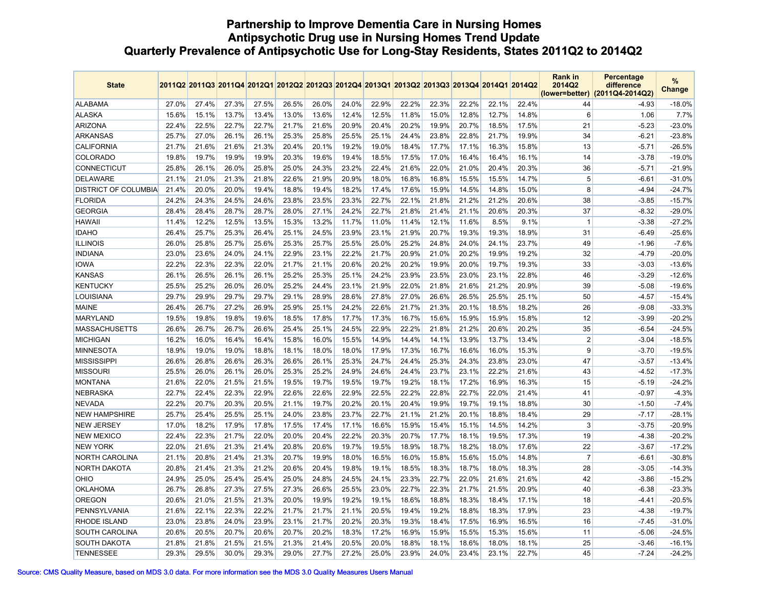# Partnership to Improve Dementia Care in Nursing Homes
## Antipsychotic Drug use in Nursing Homes Trend Update
### Quarterly Prevalence of Antipsychotic Use for Long-Stay Residents, States 2011Q2 to 2014Q2

| State | 2011Q2 | 2011Q3 | 2011Q4 | 2012Q1 | 2012Q2 | 2012Q3 | 2012Q4 | 2013Q1 | 2013Q2 | 2013Q3 | 2013Q4 | 2014Q1 | 2014Q2 | Rank in 2014Q2 (lower=better) | Percentage difference (2011Q4-2014Q2) | % Change |
|---|---|---|---|---|---|---|---|---|---|---|---|---|---|---|---|---|
| ALABAMA | 27.0% | 27.4% | 27.3% | 27.5% | 26.5% | 26.0% | 24.0% | 22.9% | 22.2% | 22.3% | 22.2% | 22.1% | 22.4% | 44 | -4.93 | -18.0% |
| ALASKA | 15.6% | 15.1% | 13.7% | 13.4% | 13.0% | 13.6% | 12.4% | 12.5% | 11.8% | 15.0% | 12.8% | 12.7% | 14.8% | 6 | 1.06 | 7.7% |
| ARIZONA | 22.4% | 22.5% | 22.7% | 22.7% | 21.7% | 21.6% | 20.9% | 20.4% | 20.2% | 19.9% | 20.7% | 18.5% | 17.5% | 21 | -5.23 | -23.0% |
| ARKANSAS | 25.7% | 27.0% | 26.1% | 26.1% | 25.3% | 25.8% | 25.5% | 25.1% | 24.4% | 23.8% | 22.8% | 21.7% | 19.9% | 34 | -6.21 | -23.8% |
| CALIFORNIA | 21.7% | 21.6% | 21.6% | 21.3% | 20.4% | 20.1% | 19.2% | 19.0% | 18.4% | 17.7% | 17.1% | 16.3% | 15.8% | 13 | -5.71 | -26.5% |
| COLORADO | 19.8% | 19.7% | 19.9% | 19.9% | 20.3% | 19.6% | 19.4% | 18.5% | 17.5% | 17.0% | 16.4% | 16.4% | 16.1% | 14 | -3.78 | -19.0% |
| CONNECTICUT | 25.8% | 26.1% | 26.0% | 25.8% | 25.0% | 24.3% | 23.2% | 22.4% | 21.6% | 22.0% | 21.0% | 20.4% | 20.3% | 36 | -5.71 | -21.9% |
| DELAWARE | 21.1% | 21.0% | 21.3% | 21.8% | 22.6% | 21.9% | 20.9% | 18.0% | 16.8% | 16.8% | 15.5% | 15.5% | 14.7% | 5 | -6.61 | -31.0% |
| DISTRICT OF COLUMBIA | 21.4% | 20.0% | 20.0% | 19.4% | 18.8% | 19.4% | 18.2% | 17.4% | 17.6% | 15.9% | 14.5% | 14.8% | 15.0% | 8 | -4.94 | -24.7% |
| FLORIDA | 24.2% | 24.3% | 24.5% | 24.6% | 23.8% | 23.5% | 23.3% | 22.7% | 22.1% | 21.8% | 21.2% | 21.2% | 20.6% | 38 | -3.85 | -15.7% |
| GEORGIA | 28.4% | 28.4% | 28.7% | 28.7% | 28.0% | 27.1% | 24.2% | 22.7% | 21.8% | 21.4% | 21.1% | 20.6% | 20.3% | 37 | -8.32 | -29.0% |
| HAWAII | 11.4% | 12.2% | 12.5% | 13.5% | 15.3% | 13.2% | 11.7% | 11.0% | 11.4% | 12.1% | 11.6% | 8.5% | 9.1% | 1 | -3.38 | -27.2% |
| IDAHO | 26.4% | 25.7% | 25.3% | 26.4% | 25.1% | 24.5% | 23.9% | 23.1% | 21.9% | 20.7% | 19.3% | 19.3% | 18.9% | 31 | -6.49 | -25.6% |
| ILLINOIS | 26.0% | 25.8% | 25.7% | 25.6% | 25.3% | 25.7% | 25.5% | 25.0% | 25.2% | 24.8% | 24.0% | 24.1% | 23.7% | 49 | -1.96 | -7.6% |
| INDIANA | 23.0% | 23.6% | 24.0% | 24.1% | 22.9% | 23.1% | 22.2% | 21.7% | 20.9% | 21.0% | 20.2% | 19.9% | 19.2% | 32 | -4.79 | -20.0% |
| IOWA | 22.2% | 22.3% | 22.3% | 22.0% | 21.7% | 21.1% | 20.6% | 20.2% | 20.2% | 19.9% | 20.0% | 19.7% | 19.3% | 33 | -3.03 | -13.6% |
| KANSAS | 26.1% | 26.5% | 26.1% | 26.1% | 25.2% | 25.3% | 25.1% | 24.2% | 23.9% | 23.5% | 23.0% | 23.1% | 22.8% | 46 | -3.29 | -12.6% |
| KENTUCKY | 25.5% | 25.2% | 26.0% | 26.0% | 25.2% | 24.4% | 23.1% | 21.9% | 22.0% | 21.8% | 21.6% | 21.2% | 20.9% | 39 | -5.08 | -19.6% |
| LOUISIANA | 29.7% | 29.9% | 29.7% | 29.7% | 29.1% | 28.9% | 28.6% | 27.8% | 27.0% | 26.6% | 26.5% | 25.5% | 25.1% | 50 | -4.57 | -15.4% |
| MAINE | 26.4% | 26.7% | 27.2% | 26.9% | 25.9% | 25.1% | 24.2% | 22.6% | 21.7% | 21.3% | 20.1% | 18.5% | 18.2% | 26 | -9.08 | -33.3% |
| MARYLAND | 19.5% | 19.8% | 19.8% | 19.6% | 18.5% | 17.8% | 17.7% | 17.3% | 16.7% | 15.6% | 15.9% | 15.9% | 15.8% | 12 | -3.99 | -20.2% |
| MASSACHUSETTS | 26.6% | 26.7% | 26.7% | 26.6% | 25.4% | 25.1% | 24.5% | 22.9% | 22.2% | 21.8% | 21.2% | 20.6% | 20.2% | 35 | -6.54 | -24.5% |
| MICHIGAN | 16.2% | 16.0% | 16.4% | 16.4% | 15.8% | 16.0% | 15.5% | 14.9% | 14.4% | 14.1% | 13.9% | 13.7% | 13.4% | 2 | -3.04 | -18.5% |
| MINNESOTA | 18.9% | 19.0% | 19.0% | 18.8% | 18.1% | 18.0% | 18.0% | 17.9% | 17.3% | 16.7% | 16.6% | 16.0% | 15.3% | 9 | -3.70 | -19.5% |
| MISSISSIPPI | 26.6% | 26.8% | 26.6% | 26.3% | 26.6% | 26.1% | 25.3% | 24.7% | 24.4% | 25.3% | 24.3% | 23.8% | 23.0% | 47 | -3.57 | -13.4% |
| MISSOURI | 25.5% | 26.0% | 26.1% | 26.0% | 25.3% | 25.2% | 24.9% | 24.6% | 24.4% | 23.7% | 23.1% | 22.2% | 21.6% | 43 | -4.52 | -17.3% |
| MONTANA | 21.6% | 22.0% | 21.5% | 21.5% | 19.5% | 19.7% | 19.5% | 19.7% | 19.2% | 18.1% | 17.2% | 16.9% | 16.3% | 15 | -5.19 | -24.2% |
| NEBRASKA | 22.7% | 22.4% | 22.3% | 22.9% | 22.6% | 22.6% | 22.9% | 22.5% | 22.2% | 22.8% | 22.7% | 22.0% | 21.4% | 41 | -0.97 | -4.3% |
| NEVADA | 22.2% | 20.7% | 20.3% | 20.5% | 21.1% | 19.7% | 20.2% | 20.1% | 20.4% | 19.9% | 19.7% | 19.1% | 18.8% | 30 | -1.50 | -7.4% |
| NEW HAMPSHIRE | 25.7% | 25.4% | 25.5% | 25.1% | 24.0% | 23.8% | 23.7% | 22.7% | 21.1% | 21.2% | 20.1% | 18.8% | 18.4% | 29 | -7.17 | -28.1% |
| NEW JERSEY | 17.0% | 18.2% | 17.9% | 17.8% | 17.5% | 17.4% | 17.1% | 16.6% | 15.9% | 15.4% | 15.1% | 14.5% | 14.2% | 3 | -3.75 | -20.9% |
| NEW MEXICO | 22.4% | 22.3% | 21.7% | 22.0% | 20.0% | 20.4% | 22.2% | 20.3% | 20.7% | 17.7% | 18.1% | 19.5% | 17.3% | 19 | -4.38 | -20.2% |
| NEW YORK | 22.0% | 21.6% | 21.3% | 21.4% | 20.8% | 20.6% | 19.7% | 19.5% | 18.9% | 18.7% | 18.2% | 18.0% | 17.6% | 22 | -3.67 | -17.2% |
| NORTH CAROLINA | 21.1% | 20.8% | 21.4% | 21.3% | 20.7% | 19.9% | 18.0% | 16.5% | 16.0% | 15.8% | 15.6% | 15.0% | 14.8% | 7 | -6.61 | -30.8% |
| NORTH DAKOTA | 20.8% | 21.4% | 21.3% | 21.2% | 20.6% | 20.4% | 19.8% | 19.1% | 18.5% | 18.3% | 18.7% | 18.0% | 18.3% | 28 | -3.05 | -14.3% |
| OHIO | 24.9% | 25.0% | 25.4% | 25.4% | 25.0% | 24.8% | 24.5% | 24.1% | 23.3% | 22.7% | 22.0% | 21.6% | 21.6% | 42 | -3.86 | -15.2% |
| OKLAHOMA | 26.7% | 26.8% | 27.3% | 27.5% | 27.3% | 26.6% | 25.5% | 23.0% | 22.7% | 22.3% | 21.7% | 21.5% | 20.9% | 40 | -6.38 | -23.3% |
| OREGON | 20.6% | 21.0% | 21.5% | 21.3% | 20.0% | 19.9% | 19.2% | 19.1% | 18.6% | 18.8% | 18.3% | 18.4% | 17.1% | 18 | -4.41 | -20.5% |
| PENNSYLVANIA | 21.6% | 22.1% | 22.3% | 22.2% | 21.7% | 21.7% | 21.1% | 20.5% | 19.4% | 19.2% | 18.8% | 18.3% | 17.9% | 23 | -4.38 | -19.7% |
| RHODE ISLAND | 23.0% | 23.8% | 24.0% | 23.9% | 23.1% | 21.7% | 20.2% | 20.3% | 19.3% | 18.4% | 17.5% | 16.9% | 16.5% | 16 | -7.45 | -31.0% |
| SOUTH CAROLINA | 20.6% | 20.5% | 20.7% | 20.6% | 20.7% | 20.2% | 18.3% | 17.2% | 16.9% | 15.9% | 15.5% | 15.3% | 15.6% | 11 | -5.06 | -24.5% |
| SOUTH DAKOTA | 21.8% | 21.8% | 21.5% | 21.5% | 21.3% | 21.4% | 20.5% | 20.0% | 18.8% | 18.1% | 18.6% | 18.0% | 18.1% | 25 | -3.46 | -16.1% |
| TENNESSEE | 29.3% | 29.5% | 30.0% | 29.3% | 29.0% | 27.7% | 27.2% | 25.0% | 23.9% | 24.0% | 23.4% | 23.1% | 22.7% | 45 | -7.24 | -24.2% |

Source: CMS Quality Measure, based on MDS 3.0 data. For more information see the MDS 3.0 Quality Measures Users Manual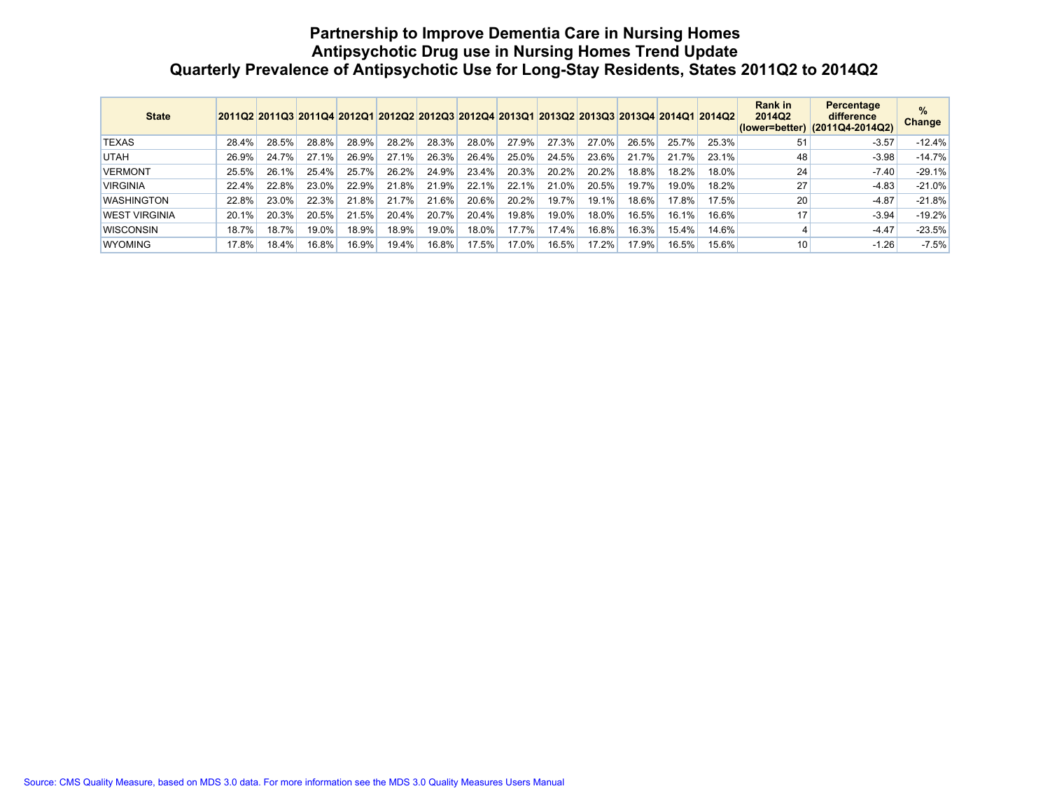# Partnership to Improve Dementia Care in Nursing Homes
## Antipsychotic Drug use in Nursing Homes Trend Update
## Quarterly Prevalence of Antipsychotic Use for Long-Stay Residents, States 2011Q2 to 2014Q2

| State | 2011Q2 | 2011Q3 | 2011Q4 | 2012Q1 | 2012Q2 | 2012Q3 | 2012Q4 | 2013Q1 | 2013Q2 | 2013Q3 | 2013Q4 | 2014Q1 | 2014Q2 | Rank in 2014Q2 (lower=better) | Percentage difference (2011Q4-2014Q2) | % Change |
|---|---|---|---|---|---|---|---|---|---|---|---|---|---|---|---|---|
| TEXAS | 28.4% | 28.5% | 28.8% | 28.9% | 28.2% | 28.3% | 28.0% | 27.9% | 27.3% | 27.0% | 26.5% | 25.7% | 25.3% | 51 | -3.57 | -12.4% |
| UTAH | 26.9% | 24.7% | 27.1% | 26.9% | 27.1% | 26.3% | 26.4% | 25.0% | 24.5% | 23.6% | 21.7% | 21.7% | 23.1% | 48 | -3.98 | -14.7% |
| VERMONT | 25.5% | 26.1% | 25.4% | 25.7% | 26.2% | 24.9% | 23.4% | 20.3% | 20.2% | 20.2% | 18.8% | 18.2% | 18.0% | 24 | -7.40 | -29.1% |
| VIRGINIA | 22.4% | 22.8% | 23.0% | 22.9% | 21.8% | 21.9% | 22.1% | 22.1% | 21.0% | 20.5% | 19.7% | 19.0% | 18.2% | 27 | -4.83 | -21.0% |
| WASHINGTON | 22.8% | 23.0% | 22.3% | 21.8% | 21.7% | 21.6% | 20.6% | 20.2% | 19.7% | 19.1% | 18.6% | 17.8% | 17.5% | 20 | -4.87 | -21.8% |
| WEST VIRGINIA | 20.1% | 20.3% | 20.5% | 21.5% | 20.4% | 20.7% | 20.4% | 19.8% | 19.0% | 18.0% | 16.5% | 16.1% | 16.6% | 17 | -3.94 | -19.2% |
| WISCONSIN | 18.7% | 18.7% | 19.0% | 18.9% | 18.9% | 19.0% | 18.0% | 17.7% | 17.4% | 16.8% | 16.3% | 15.4% | 14.6% | 4 | -4.47 | -23.5% |
| WYOMING | 17.8% | 18.4% | 16.8% | 16.9% | 19.4% | 16.8% | 17.5% | 17.0% | 16.5% | 17.2% | 17.9% | 16.5% | 15.6% | 10 | -1.26 | -7.5% |

Source: CMS Quality Measure, based on MDS 3.0 data. For more information see the MDS 3.0 Quality Measures Users Manual